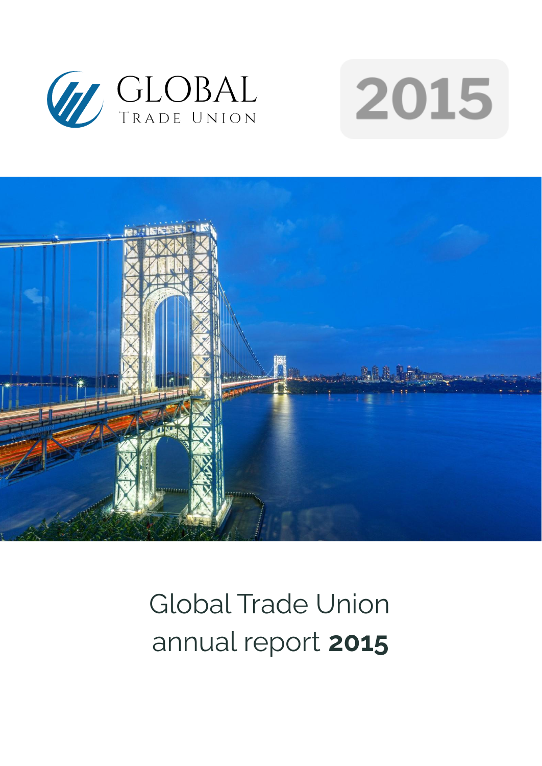GLOBAL
TRADE UNION

2015

# Global Trade Union annual report **2015**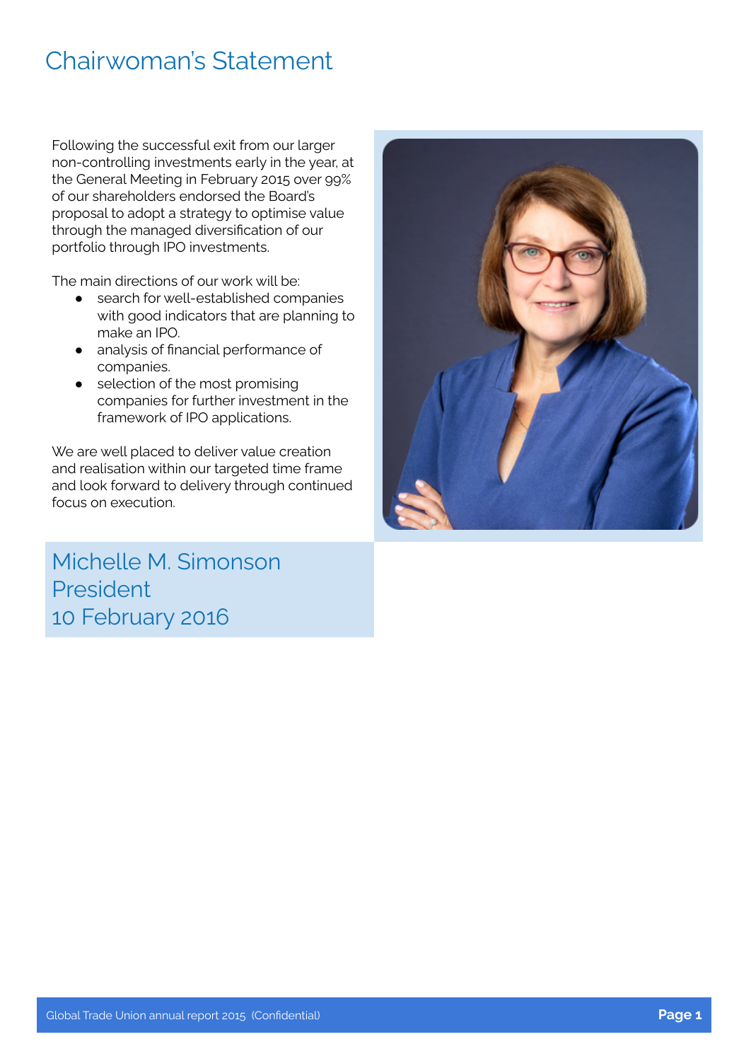# Chairwoman's Statement

Following the successful exit from our larger non-controlling investments early in the year, at the General Meeting in February 2015 over 99% of our shareholders endorsed the Board's proposal to adopt a strategy to optimise value through the managed diversification of our portfolio through IPO investments.

The main directions of our work will be:

- search for well-established companies with good indicators that are planning to make an IPO.
- analysis of financial performance of companies.
- selection of the most promising companies for further investment in the framework of IPO applications.

We are well placed to deliver value creation and realisation within our targeted time frame and look forward to delivery through continued focus on execution.

Michelle M. Simonson
President
10 February 2016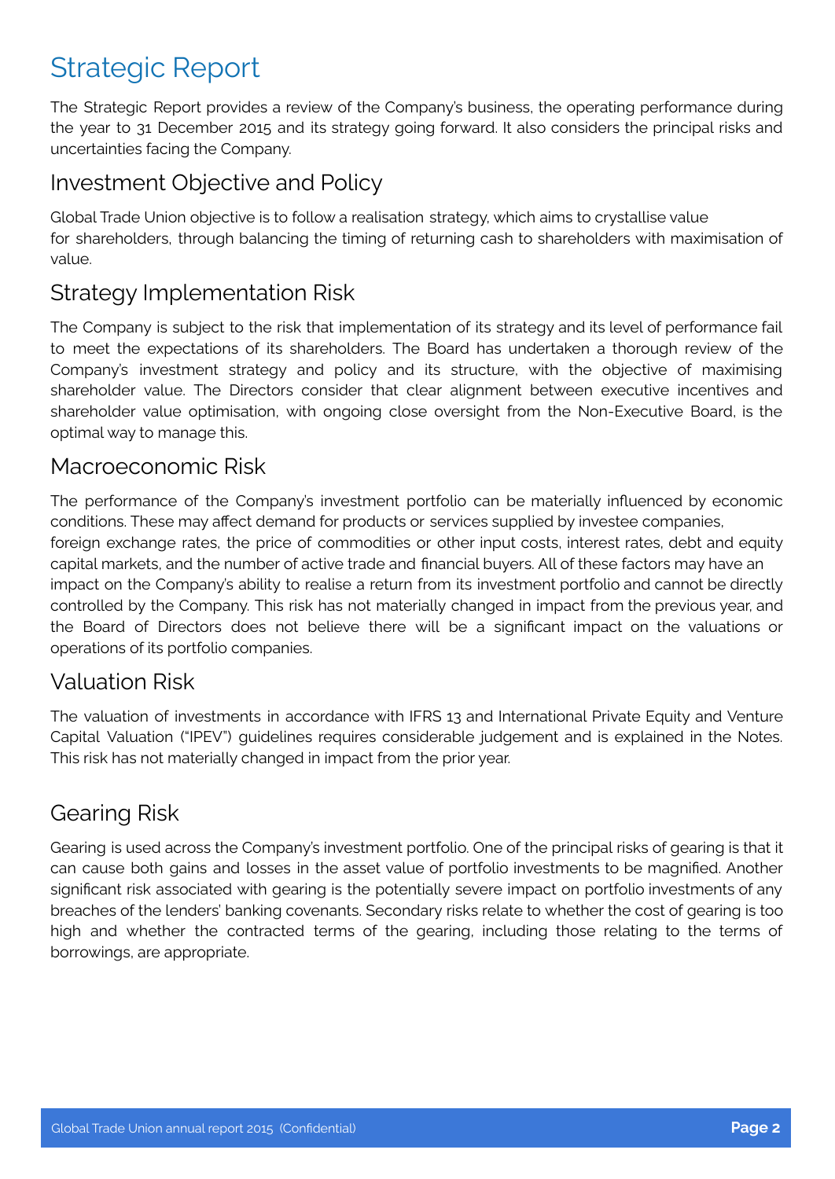# Strategic Report

The Strategic Report provides a review of the Company's business, the operating performance during the year to 31 December 2015 and its strategy going forward. It also considers the principal risks and uncertainties facing the Company.

## Investment Objective and Policy

Global Trade Union objective is to follow a realisation strategy, which aims to crystallise value for shareholders, through balancing the timing of returning cash to shareholders with maximisation of value.

## Strategy Implementation Risk

The Company is subject to the risk that implementation of its strategy and its level of performance fail to meet the expectations of its shareholders. The Board has undertaken a thorough review of the Company's investment strategy and policy and its structure, with the objective of maximising shareholder value. The Directors consider that clear alignment between executive incentives and shareholder value optimisation, with ongoing close oversight from the Non-Executive Board, is the optimal way to manage this.

## Macroeconomic Risk

The performance of the Company's investment portfolio can be materially influenced by economic conditions. These may affect demand for products or services supplied by investee companies, foreign exchange rates, the price of commodities or other input costs, interest rates, debt and equity capital markets, and the number of active trade and financial buyers. All of these factors may have an impact on the Company's ability to realise a return from its investment portfolio and cannot be directly controlled by the Company. This risk has not materially changed in impact from the previous year, and the Board of Directors does not believe there will be a significant impact on the valuations or operations of its portfolio companies.

## Valuation Risk

The valuation of investments in accordance with IFRS 13 and International Private Equity and Venture Capital Valuation ("IPEV") guidelines requires considerable judgement and is explained in the Notes. This risk has not materially changed in impact from the prior year.

## Gearing Risk

Gearing is used across the Company's investment portfolio. One of the principal risks of gearing is that it can cause both gains and losses in the asset value of portfolio investments to be magnified. Another significant risk associated with gearing is the potentially severe impact on portfolio investments of any breaches of the lenders' banking covenants. Secondary risks relate to whether the cost of gearing is too high and whether the contracted terms of the gearing, including those relating to the terms of borrowings, are appropriate.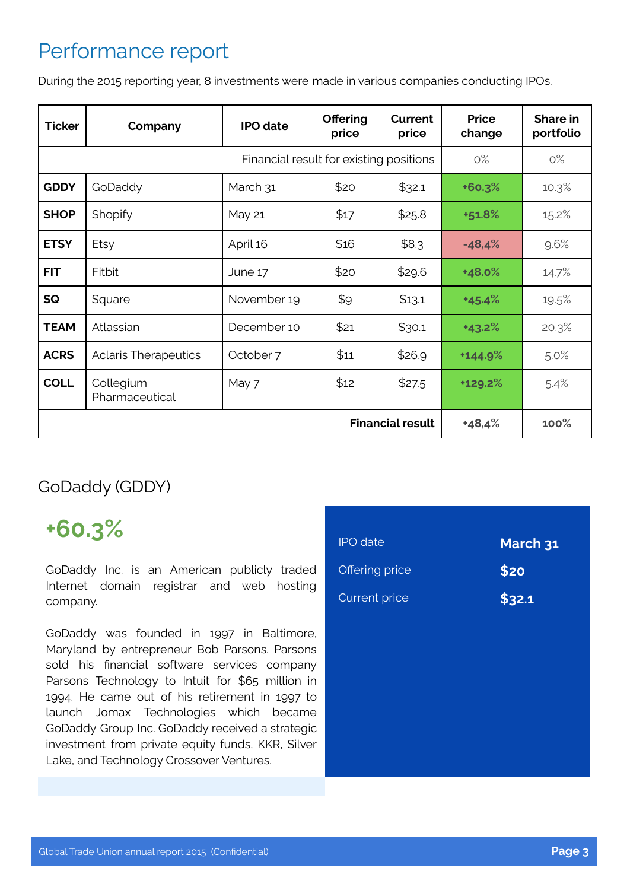# Performance report

During the 2015 reporting year, 8 investments were made in various companies conducting IPOs.

| Ticker | Company | IPO date | Offering price | Current price | Price change | Share in portfolio |
|---|---|---|---|---|---|---|
| Financial result for existing positions | | | | | 0% | 0% |
| **GDDY** | GoDaddy | March 31 | $20 | $32.1 | **+60.3%** | 10.3% |
| **SHOP** | Shopify | May 21 | $17 | $25.8 | **+51.8%** | 15.2% |
| **ETSY** | Etsy | April 16 | $16 | $8.3 | **-48,4%** | 9.6% |
| **FIT** | Fitbit | June 17 | $20 | $29.6 | **+48.0%** | 14.7% |
| **SQ** | Square | November 19 | $9 | $13.1 | **+45.4%** | 19.5% |
| **TEAM** | Atlassian | December 10 | $21 | $30.1 | **+43.2%** | 20.3% |
| **ACRS** | Aclaris Therapeutics | October 7 | $11 | $26.9 | **+144.9%** | 5.0% |
| **COLL** | Collegium Pharmaceutical | May 7 | $12 | $27.5 | **+129.2%** | 5.4% |
| **Financial result** | | | | | +48,4% | **100%** |

## GoDaddy (GDDY)

**+60.3%**

GoDaddy Inc. is an American publicly traded Internet domain registrar and web hosting company.

GoDaddy was founded in 1997 in Baltimore, Maryland by entrepreneur Bob Parsons. Parsons sold his financial software services company Parsons Technology to Intuit for $65 million in 1994. He came out of his retirement in 1997 to launch Jomax Technologies which became GoDaddy Group Inc. GoDaddy received a strategic investment from private equity funds, KKR, Silver Lake, and Technology Crossover Ventures.

| | |
|---|---|
| IPO date | **March 31** |
| Offering price | **$20** |
| Current price | **$32.1** |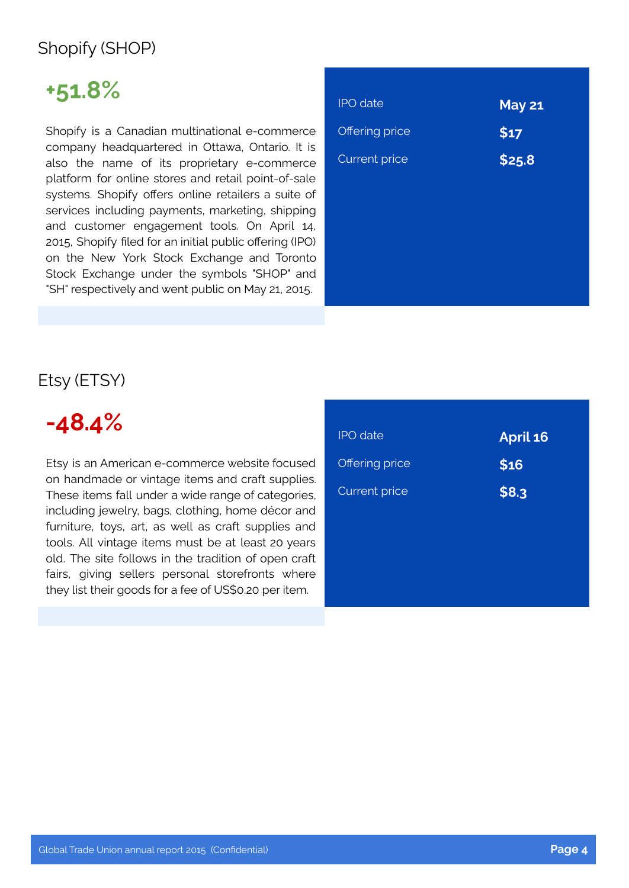## Shopify (SHOP)

**+51.8%**

Shopify is a Canadian multinational e-commerce company headquartered in Ottawa, Ontario. It is also the name of its proprietary e-commerce platform for online stores and retail point-of-sale systems. Shopify offers online retailers a suite of services including payments, marketing, shipping and customer engagement tools. On April 14, 2015, Shopify filed for an initial public offering (IPO) on the New York Stock Exchange and Toronto Stock Exchange under the symbols "SHOP" and "SH" respectively and went public on May 21, 2015.

| | |
|---|---|
| IPO date | **May 21** |
| Offering price | **$17** |
| Current price | **$25.8** |

## Etsy (ETSY)

**-48.4%**

Etsy is an American e-commerce website focused on handmade or vintage items and craft supplies. These items fall under a wide range of categories, including jewelry, bags, clothing, home décor and furniture, toys, art, as well as craft supplies and tools. All vintage items must be at least 20 years old. The site follows in the tradition of open craft fairs, giving sellers personal storefronts where they list their goods for a fee of US$0.20 per item.

| | |
|---|---|
| IPO date | **April 16** |
| Offering price | **$16** |
| Current price | **$8.3** |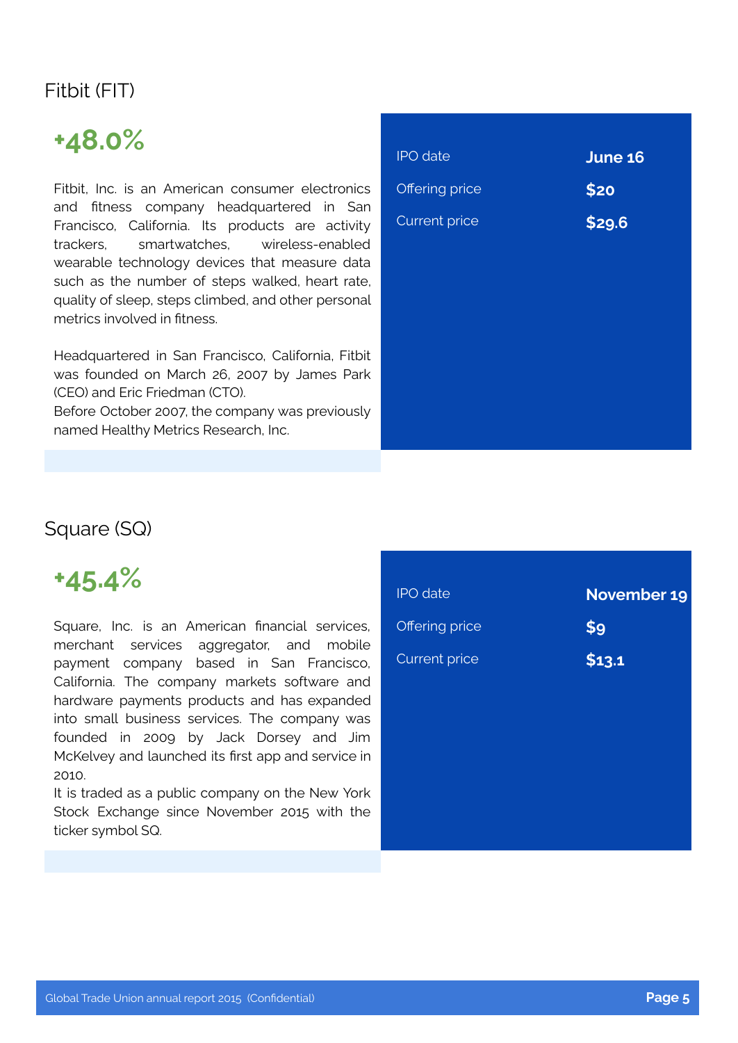## Fitbit (FIT)

**+48.0%**

Fitbit, Inc. is an American consumer electronics and fitness company headquartered in San Francisco, California. Its products are activity trackers, smartwatches, wireless-enabled wearable technology devices that measure data such as the number of steps walked, heart rate, quality of sleep, steps climbed, and other personal metrics involved in fitness.

Headquartered in San Francisco, California, Fitbit was founded on March 26, 2007 by James Park (CEO) and Eric Friedman (CTO).
Before October 2007, the company was previously named Healthy Metrics Research, Inc.

| | |
|---|---|
| IPO date | **June 16** |
| Offering price | **$20** |
| Current price | **$29.6** |

## Square (SQ)

**+45.4%**

Square, Inc. is an American financial services, merchant services aggregator, and mobile payment company based in San Francisco, California. The company markets software and hardware payments products and has expanded into small business services. The company was founded in 2009 by Jack Dorsey and Jim McKelvey and launched its first app and service in 2010.
It is traded as a public company on the New York Stock Exchange since November 2015 with the ticker symbol SQ.

| | |
|---|---|
| IPO date | **November 19** |
| Offering price | **$9** |
| Current price | **$13.1** |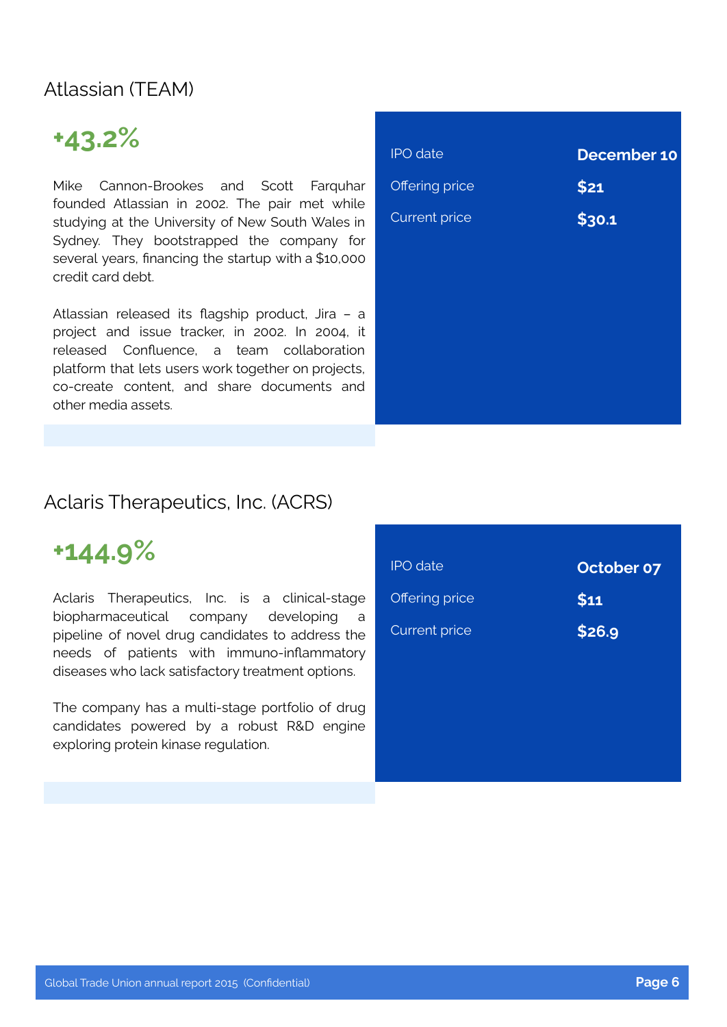## Atlassian (TEAM)

**+43.2%**

Mike Cannon-Brookes and Scott Farquhar founded Atlassian in 2002. The pair met while studying at the University of New South Wales in Sydney. They bootstrapped the company for several years, financing the startup with a $10,000 credit card debt.

Atlassian released its flagship product, Jira – a project and issue tracker, in 2002. In 2004, it released Confluence, a team collaboration platform that lets users work together on projects, co-create content, and share documents and other media assets.

| | |
|---|---|
| IPO date | **December 10** |
| Offering price | **$21** |
| Current price | **$30.1** |

## Aclaris Therapeutics, Inc. (ACRS)

**+144.9%**

Aclaris Therapeutics, Inc. is a clinical-stage biopharmaceutical company developing a pipeline of novel drug candidates to address the needs of patients with immuno-inflammatory diseases who lack satisfactory treatment options.

The company has a multi-stage portfolio of drug candidates powered by a robust R&D engine exploring protein kinase regulation.

| | |
|---|---|
| IPO date | **October 07** |
| Offering price | **$11** |
| Current price | **$26.9** |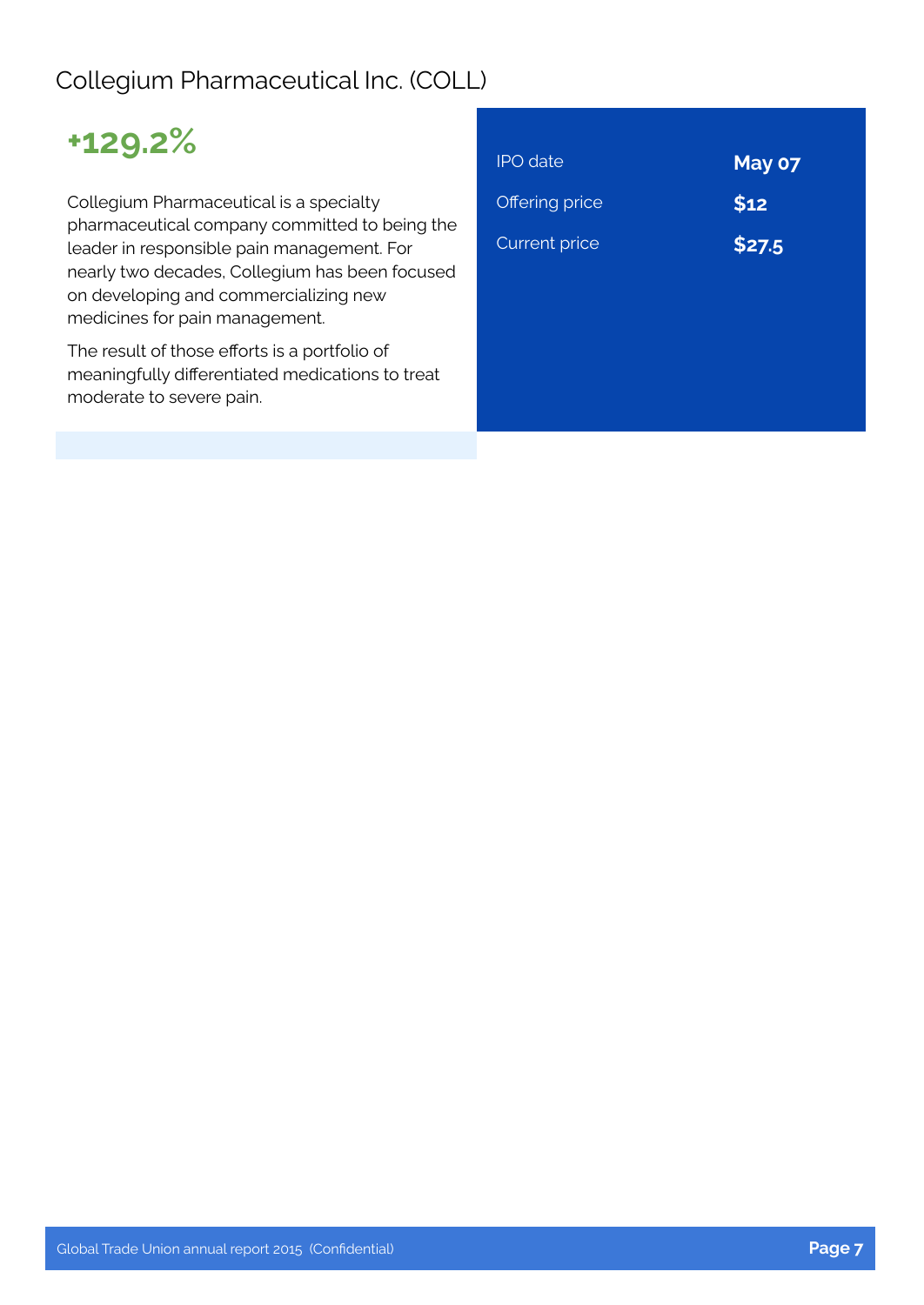## Collegium Pharmaceutical Inc. (COLL)

**+129.2%**

Collegium Pharmaceutical is a specialty pharmaceutical company committed to being the leader in responsible pain management. For nearly two decades, Collegium has been focused on developing and commercializing new medicines for pain management.

The result of those efforts is a portfolio of meaningfully differentiated medications to treat moderate to severe pain.

| | |
|---|---|
| IPO date | **May 07** |
| Offering price | **$12** |
| Current price | **$27.5** |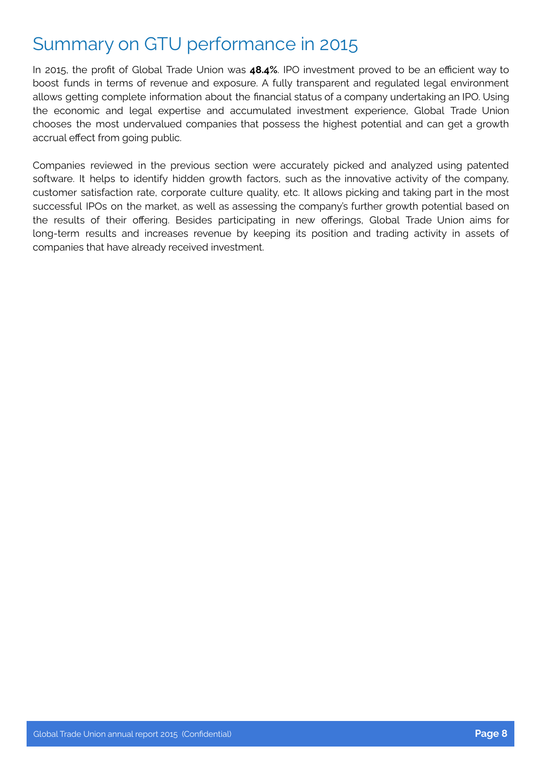# Summary on GTU performance in 2015

In 2015, the profit of Global Trade Union was **48.4%**. IPO investment proved to be an efficient way to boost funds in terms of revenue and exposure. A fully transparent and regulated legal environment allows getting complete information about the financial status of a company undertaking an IPO. Using the economic and legal expertise and accumulated investment experience, Global Trade Union chooses the most undervalued companies that possess the highest potential and can get a growth accrual effect from going public.

Companies reviewed in the previous section were accurately picked and analyzed using patented software. It helps to identify hidden growth factors, such as the innovative activity of the company, customer satisfaction rate, corporate culture quality, etc. It allows picking and taking part in the most successful IPOs on the market, as well as assessing the company's further growth potential based on the results of their offering. Besides participating in new offerings, Global Trade Union aims for long-term results and increases revenue by keeping its position and trading activity in assets of companies that have already received investment.